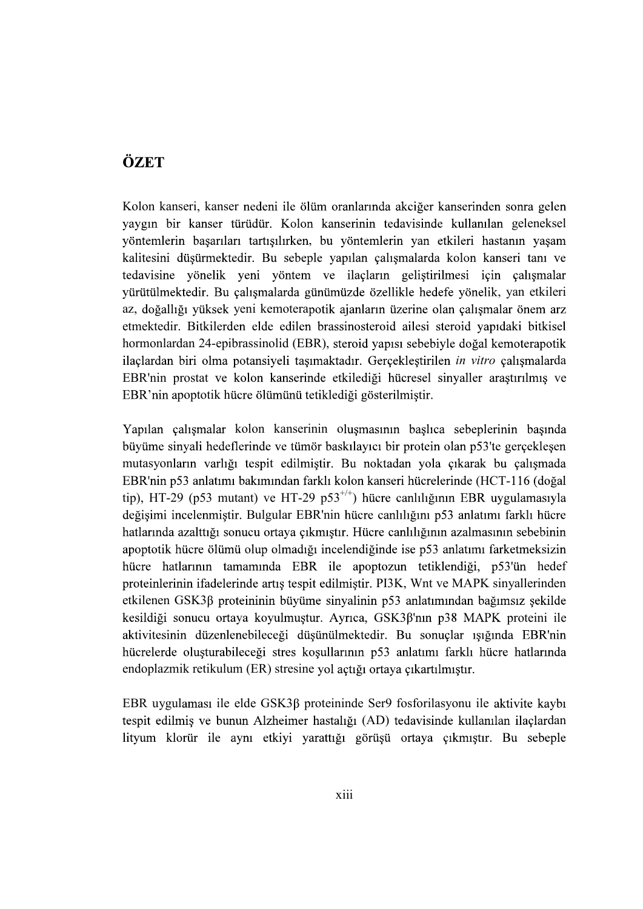# ÖZET

Kolon kanseri, kanser nedeni ile ölüm oranlarında akciğer kanserinden sonra gelen yaygın bir kanser türüdür. Kolon kanserinin tedavisinde kullanılan geleneksel yöntemlerin başarıları tartışılırken, bu yöntemlerin yan etkileri hastanın yaşam kalitesini düşürmektedir. Bu sebeple yapılan çalışmalarda kolon kanseri tanı ve tedavisine yönelik yeni yöntem ve ilaçların geliştirilmesi için çalışmalar yürütülmektedir. Bu çalışmalarda günümüzde özellikle hedefe yönelik, yan etkileri az, doğallığı yüksek yeni kemoterapotik ajanların üzerine olan çalışmalar önem arz etmektedir. Bitkilerden elde edilen brassinosteroid ailesi steroid yapıdaki bitkisel hormonlardan 24-epibrassinolid (EBR), steroid yapısı sebebiyle doğal kemoterapotik ilaçlardan biri olma potansiyeli taşımaktadır. Gerçekleştirilen *in vitro* çalışmalarda EBR'nin prostat ve kolon kanserinde etkilediği hücresel sinyaller araştırılmış ve EBR'nin apoptotik hücre ölümünü tetiklediği gösterilmiştir.

Yapılan çalışmalar kolon kanserinin oluşmasının başlıca sebeplerinin başında büyüme sinyali hedeflerinde ve tümör baskılayıcı bir protein olan p53'te gerçekleşen mutasyonların varlığı tespit edilmiştir. Bu noktadan yola çıkarak bu çalışmada EBR'nin p53 anlatımı bakımından farklı kolon kanseri hücrelerinde (HCT-116 (doğal tip), HT-29 (p53 mutant) ve HT-29 $p53^{+/+}$) hücre canlılığının EBR uygulamasıyla değişimi incelenmiştir. Bulgular EBR'nin hücre canlılığını p53 anlatımı farklı hücre hatlarında azalttığı sonucu ortaya çıkmıştır. Hücre canlılığının azalmasının sebebinin apoptotik hücre ölümü olup olmadığı incelendiğinde ise p53 anlatımı farketmeksizin hücre hatlarının tamamında EBR ile apoptozun tetiklendiği, p53'ün hedef proteinlerinin ifadelerinde artış tespit edilmiştir. PI3K, Wnt ve MAPK sinyallerinden etkilenen GSK3β proteininin büyüme sinyalinin p53 anlatımından bağımsız şekilde kesildiği sonucu ortaya koyulmuştur. Ayrıca, GSK3β'nın p38 MAPK proteini ile aktivitesinin düzenlenebileceği düşünülmektedir. Bu sonuçlar ışığında EBR'nin hücrelerde oluşturabileceği stres koşullarının p53 anlatımı farklı hücre hatlarında endoplazmik retikulum (ER) stresine yol açtığı ortaya çıkartılmıştır.

EBR uygulaması ile elde GSK3β proteininde Ser9 fosforilasyonu ile aktivite kaybı tespit edilmiş ve bunun Alzheimer hastalığı (AD) tedavisinde kullanılan ilaçlardan lityum klorür ile aynı etkiyi yarattığı görüşü ortaya çıkmıştır. Bu sebeple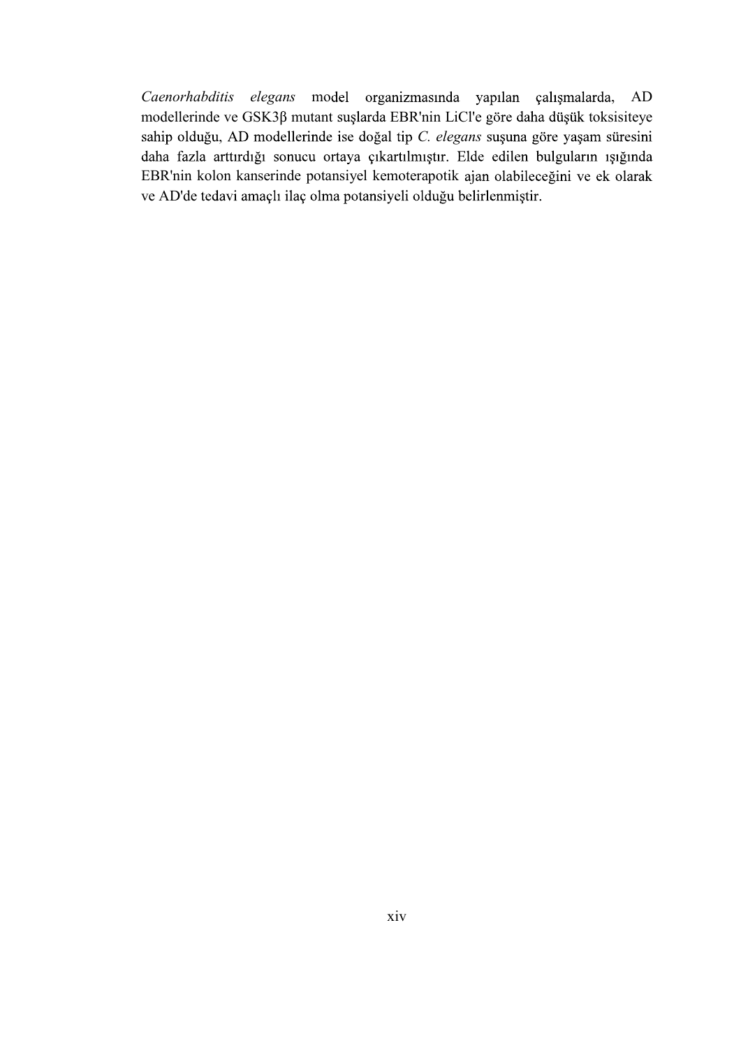*Caenorhabditis elegans* model organizmasında yapılan çalışmalarda, AD modellerinde ve GSK3β mutant suşlarda EBR'nin LiCl'e göre daha düşük toksisiteye sahip olduğu, AD modellerinde ise doğal tip *C. elegans* suşuna göre yaşam süresini daha fazla arttırdığı sonucu ortaya çıkartılmıştır. Elde edilen bulguların ışığında EBR'nin kolon kanserinde potansiyel kemoterapotik ajan olabileceğini ve ek olarak ve AD'de tedavi amaçlı ilaç olma potansiyeli olduğu belirlenmiştir.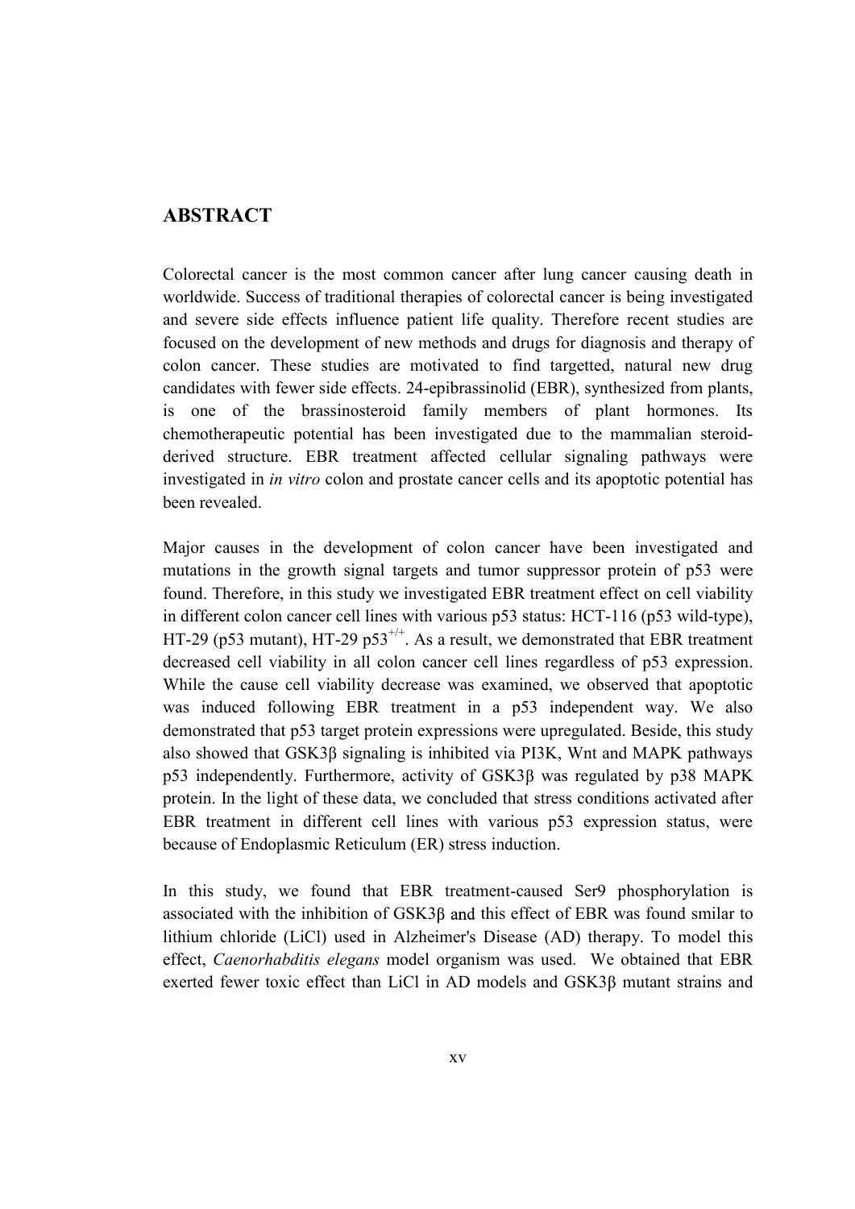## ABSTRACT

Colorectal cancer is the most common cancer after lung cancer causing death in worldwide. Success of traditional therapies of colorectal cancer is being investigated and severe side effects influence patient life quality. Therefore recent studies are focused on the development of new methods and drugs for diagnosis and therapy of colon cancer. These studies are motivated to find targetted, natural new drug candidates with fewer side effects. 24-epibrassinolid (EBR), synthesized from plants, is one of the brassinosteroid family members of plant hormones. Its chemotherapeutic potential has been investigated due to the mammalian steroid-derived structure. EBR treatment affected cellular signaling pathways were investigated in *in vitro* colon and prostate cancer cells and its apoptotic potential has been revealed.

Major causes in the development of colon cancer have been investigated and mutations in the growth signal targets and tumor suppressor protein of p53 were found. Therefore, in this study we investigated EBR treatment effect on cell viability in different colon cancer cell lines with various p53 status: HCT-116 (p53 wild-type), HT-29 (p53 mutant), HT-29 $p53^{+/+}$. As a result, we demonstrated that EBR treatment decreased cell viability in all colon cancer cell lines regardless of p53 expression. While the cause cell viability decrease was examined, we observed that apoptotic was induced following EBR treatment in a p53 independent way. We also demonstrated that p53 target protein expressions were upregulated. Beside, this study also showed that GSK3β signaling is inhibited via PI3K, Wnt and MAPK pathways p53 independently. Furthermore, activity of GSK3β was regulated by p38 MAPK protein. In the light of these data, we concluded that stress conditions activated after EBR treatment in different cell lines with various p53 expression status, were because of Endoplasmic Reticulum (ER) stress induction.

In this study, we found that EBR treatment-caused Ser9 phosphorylation is associated with the inhibition of GSK3β and this effect of EBR was found smilar to lithium chloride (LiCl) used in Alzheimer's Disease (AD) therapy. To model this effect, *Caenorhabditis elegans* model organism was used. We obtained that EBR exerted fewer toxic effect than LiCl in AD models and GSK3β mutant strains and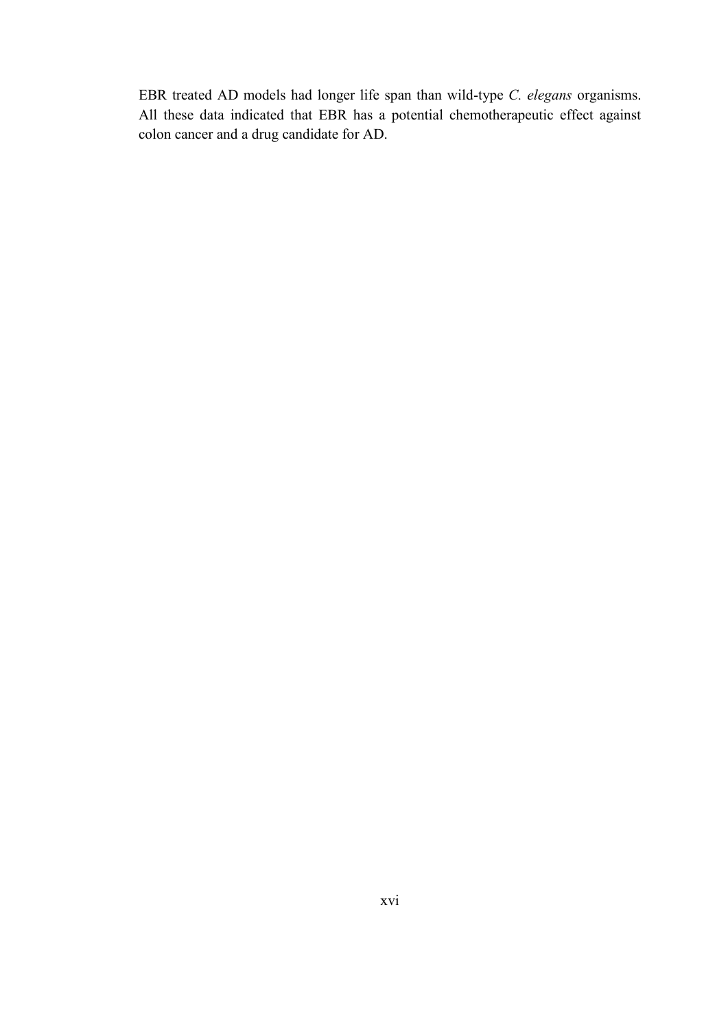EBR treated AD models had longer life span than wild-type *C. elegans* organisms. All these data indicated that EBR has a potential chemotherapeutic effect against colon cancer and a drug candidate for AD.